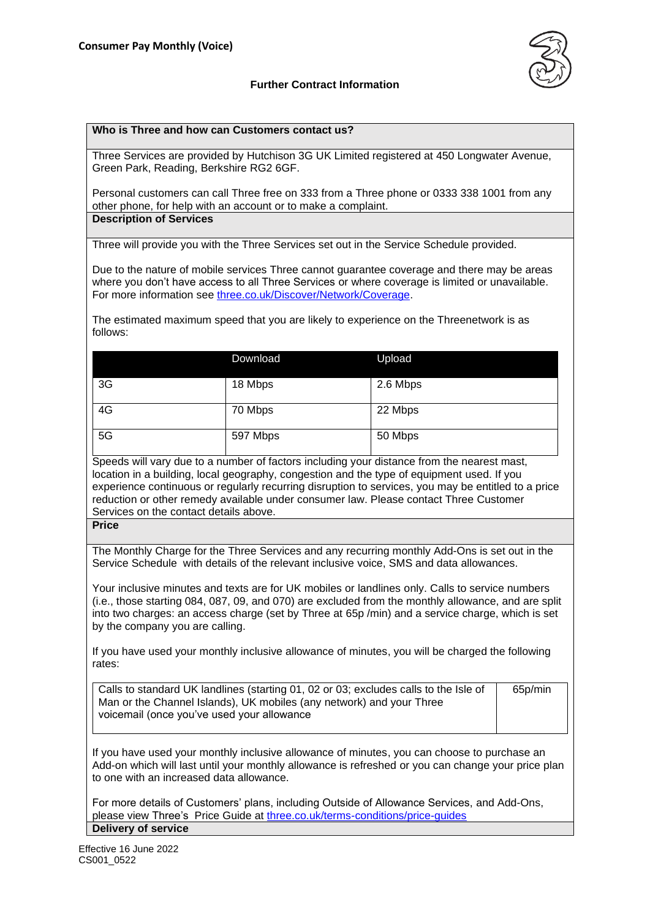**Consumer Pay Monthly (Voice)**

**Further Contract Information**

## Who is Three and how can Customers contact us?

Three Services are provided by Hutchison 3G UK Limited registered at 450 Longwater Avenue, Green Park, Reading, Berkshire RG2 6GF.

Personal customers can call Three free on 333 from a Three phone or 0333 338 1001 from any other phone, for help with an account or to make a complaint.

## Description of Services

Three will provide you with the Three Services set out in the Service Schedule provided.

Due to the nature of mobile services Three cannot guarantee coverage and there may be areas where you don't have access to all Three Services or where coverage is limited or unavailable. For more information see [three.co.uk/Discover/Network/Coverage](three.co.uk/Discover/Network/Coverage).

The estimated maximum speed that you are likely to experience on the Threenetwork is as follows:

| | Download | Upload |
|---|---|---|
| 3G | 18 Mbps | 2.6 Mbps |
| 4G | 70 Mbps | 22 Mbps |
| 5G | 597 Mbps | 50 Mbps |

Speeds will vary due to a number of factors including your distance from the nearest mast, location in a building, local geography, congestion and the type of equipment used. If you experience continuous or regularly recurring disruption to services, you may be entitled to a price reduction or other remedy available under consumer law. Please contact Three Customer Services on the contact details above.

## Price

The Monthly Charge for the Three Services and any recurring monthly Add-Ons is set out in the Service Schedule with details of the relevant inclusive voice, SMS and data allowances.

Your inclusive minutes and texts are for UK mobiles or landlines only. Calls to service numbers (i.e., those starting 084, 087, 09, and 070) are excluded from the monthly allowance, and are split into two charges: an access charge (set by Three at 65p /min) and a service charge, which is set by the company you are calling.

If you have used your monthly inclusive allowance of minutes, you will be charged the following rates:

| | |
|---|---|
| Calls to standard UK landlines (starting 01, 02 or 03; excludes calls to the Isle of Man or the Channel Islands), UK mobiles (any network) and your Three voicemail (once you've used your allowance | 65p/min |

If you have used your monthly inclusive allowance of minutes, you can choose to purchase an Add-on which will last until your monthly allowance is refreshed or you can change your price plan to one with an increased data allowance.

For more details of Customers' plans, including Outside of Allowance Services, and Add-Ons, please view Three's Price Guide at [three.co.uk/terms-conditions/price-guides](three.co.uk/terms-conditions/price-guides)

## Delivery of service

Effective 16 June 2022
CS001_0522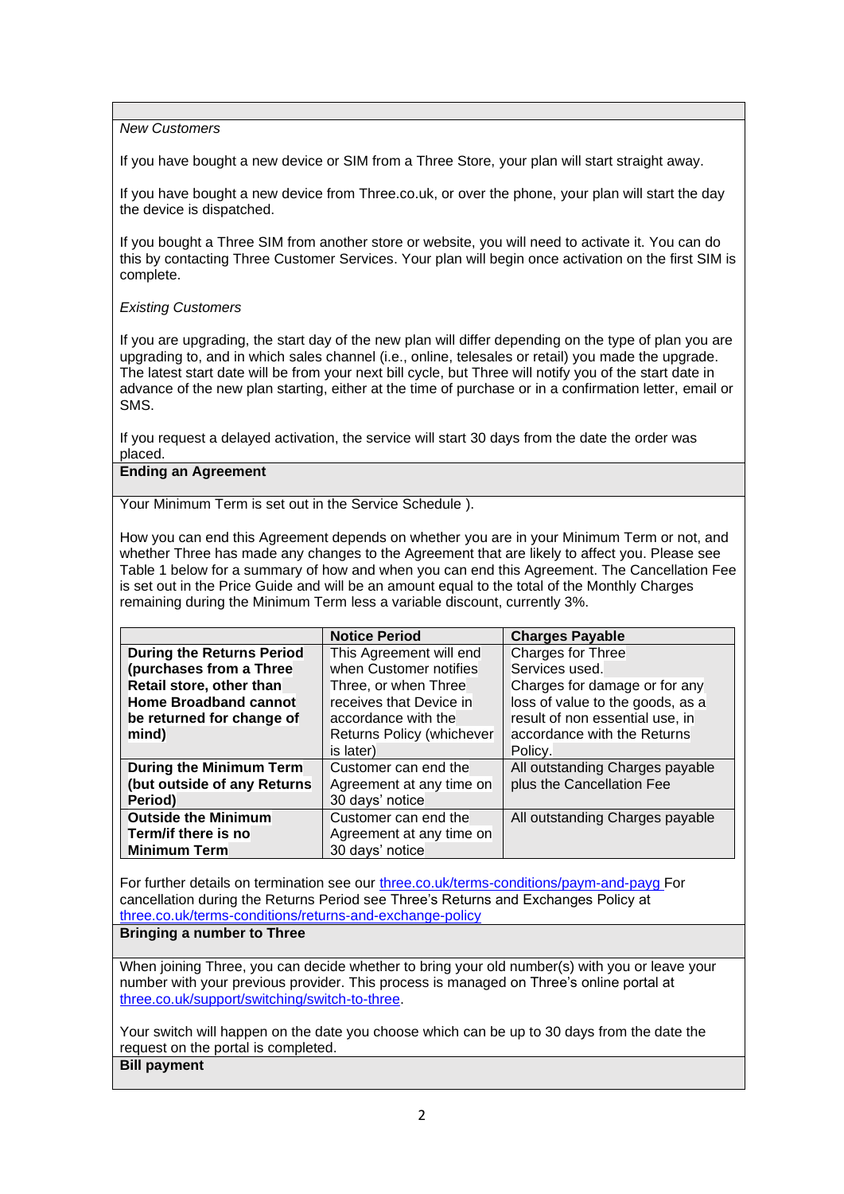*New Customers*

If you have bought a new device or SIM from a Three Store, your plan will start straight away.

If you have bought a new device from Three.co.uk, or over the phone, your plan will start the day the device is dispatched.

If you bought a Three SIM from another store or website, you will need to activate it. You can do this by contacting Three Customer Services. Your plan will begin once activation on the first SIM is complete.

*Existing Customers*

If you are upgrading, the start day of the new plan will differ depending on the type of plan you are upgrading to, and in which sales channel (i.e., online, telesales or retail) you made the upgrade. The latest start date will be from your next bill cycle, but Three will notify you of the start date in advance of the new plan starting, either at the time of purchase or in a confirmation letter, email or SMS.

If you request a delayed activation, the service will start 30 days from the date the order was placed.

**Ending an Agreement**

Your Minimum Term is set out in the Service Schedule ).

How you can end this Agreement depends on whether you are in your Minimum Term or not, and whether Three has made any changes to the Agreement that are likely to affect you. Please see Table 1 below for a summary of how and when you can end this Agreement. The Cancellation Fee is set out in the Price Guide and will be an amount equal to the total of the Monthly Charges remaining during the Minimum Term less a variable discount, currently 3%.

| | **Notice Period** | **Charges Payable** |
|---|---|---|
| **During the Returns Period (purchases from a Three Retail store, other than Home Broadband cannot be returned for change of mind)** | This Agreement will end when Customer notifies Three, or when Three receives that Device in accordance with the Returns Policy (whichever is later) | Charges for Three Services used. Charges for damage or for any loss of value to the goods, as a result of non essential use, in accordance with the Returns Policy. |
| **During the Minimum Term (but outside of any Returns Period)** | Customer can end the Agreement at any time on 30 days' notice | All outstanding Charges payable plus the Cancellation Fee |
| **Outside the Minimum Term/if there is no Minimum Term** | Customer can end the Agreement at any time on 30 days' notice | All outstanding Charges payable |

For further details on termination see our [three.co.uk/terms-conditions/paym-and-payg](three.co.uk/terms-conditions/paym-and-payg) For cancellation during the Returns Period see Three's Returns and Exchanges Policy at [three.co.uk/terms-conditions/returns-and-exchange-policy](three.co.uk/terms-conditions/returns-and-exchange-policy)

**Bringing a number to Three**

When joining Three, you can decide whether to bring your old number(s) with you or leave your number with your previous provider. This process is managed on Three's online portal at [three.co.uk/support/switching/switch-to-three](three.co.uk/support/switching/switch-to-three).

Your switch will happen on the date you choose which can be up to 30 days from the date the request on the portal is completed.

**Bill payment**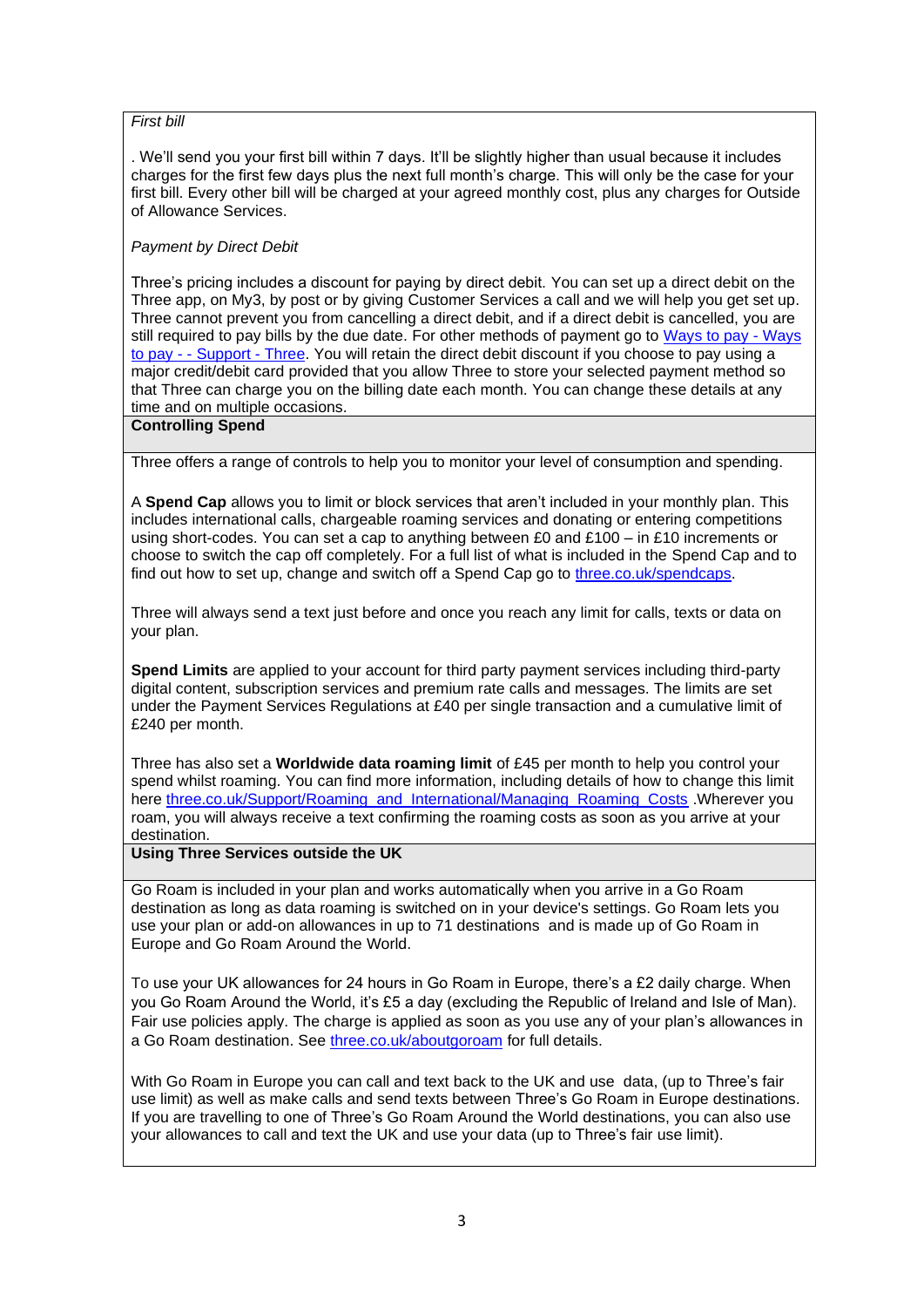*First bill*

. We'll send you your first bill within 7 days. It'll be slightly higher than usual because it includes charges for the first few days plus the next full month's charge. This will only be the case for your first bill. Every other bill will be charged at your agreed monthly cost, plus any charges for Outside of Allowance Services.

*Payment by Direct Debit*

Three's pricing includes a discount for paying by direct debit. You can set up a direct debit on the Three app, on My3, by post or by giving Customer Services a call and we will help you get set up. Three cannot prevent you from cancelling a direct debit, and if a direct debit is cancelled, you are still required to pay bills by the due date. For other methods of payment go to [Ways to pay - Ways to pay - - Support - Three](). You will retain the direct debit discount if you choose to pay using a major credit/debit card provided that you allow Three to store your selected payment method so that Three can charge you on the billing date each month. You can change these details at any time and on multiple occasions.

## Controlling Spend

Three offers a range of controls to help you to monitor your level of consumption and spending.

A **Spend Cap** allows you to limit or block services that aren't included in your monthly plan. This includes international calls, chargeable roaming services and donating or entering competitions using short-codes. You can set a cap to anything between £0 and £100 – in £10 increments or choose to switch the cap off completely. For a full list of what is included in the Spend Cap and to find out how to set up, change and switch off a Spend Cap go to [three.co.uk/spendcaps]().

Three will always send a text just before and once you reach any limit for calls, texts or data on your plan.

**Spend Limits** are applied to your account for third party payment services including third-party digital content, subscription services and premium rate calls and messages. The limits are set under the Payment Services Regulations at £40 per single transaction and a cumulative limit of £240 per month.

Three has also set a **Worldwide data roaming limit** of £45 per month to help you control your spend whilst roaming. You can find more information, including details of how to change this limit here [three.co.uk/Support/Roaming_and_International/Managing_Roaming_Costs]() .Wherever you roam, you will always receive a text confirming the roaming costs as soon as you arrive at your destination.

## Using Three Services outside the UK

Go Roam is included in your plan and works automatically when you arrive in a Go Roam destination as long as data roaming is switched on in your device's settings. Go Roam lets you use your plan or add-on allowances in up to 71 destinations and is made up of Go Roam in Europe and Go Roam Around the World.

To use your UK allowances for 24 hours in Go Roam in Europe, there's a £2 daily charge. When you Go Roam Around the World, it's £5 a day (excluding the Republic of Ireland and Isle of Man). Fair use policies apply. The charge is applied as soon as you use any of your plan's allowances in a Go Roam destination. See [three.co.uk/aboutgoroam]() for full details.

With Go Roam in Europe you can call and text back to the UK and use data, (up to Three's fair use limit) as well as make calls and send texts between Three's Go Roam in Europe destinations. If you are travelling to one of Three's Go Roam Around the World destinations, you can also use your allowances to call and text the UK and use your data (up to Three's fair use limit).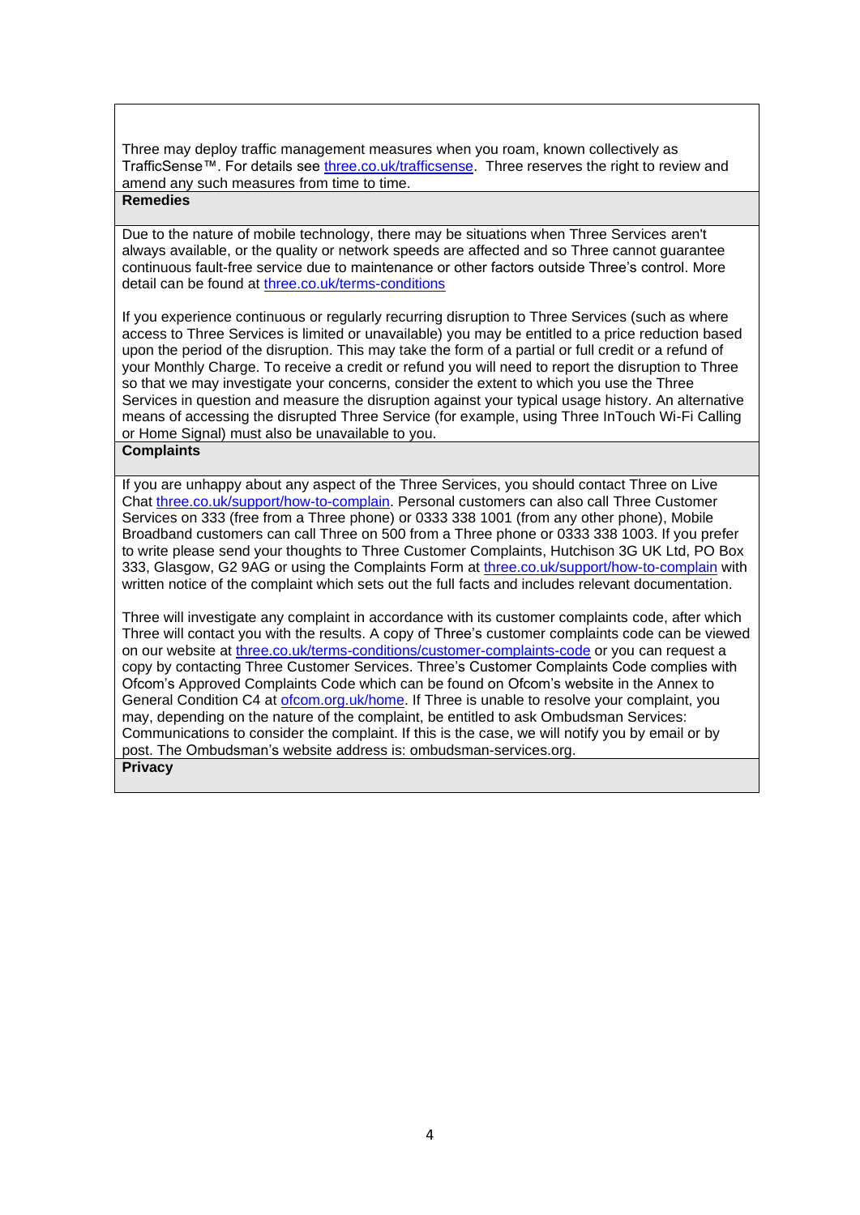Three may deploy traffic management measures when you roam, known collectively as TrafficSense™. For details see three.co.uk/trafficsense. Three reserves the right to review and amend any such measures from time to time.

**Remedies**

Due to the nature of mobile technology, there may be situations when Three Services aren't always available, or the quality or network speeds are affected and so Three cannot guarantee continuous fault-free service due to maintenance or other factors outside Three's control. More detail can be found at three.co.uk/terms-conditions

If you experience continuous or regularly recurring disruption to Three Services (such as where access to Three Services is limited or unavailable) you may be entitled to a price reduction based upon the period of the disruption. This may take the form of a partial or full credit or a refund of your Monthly Charge. To receive a credit or refund you will need to report the disruption to Three so that we may investigate your concerns, consider the extent to which you use the Three Services in question and measure the disruption against your typical usage history. An alternative means of accessing the disrupted Three Service (for example, using Three InTouch Wi-Fi Calling or Home Signal) must also be unavailable to you.

**Complaints**

If you are unhappy about any aspect of the Three Services, you should contact Three on Live Chat three.co.uk/support/how-to-complain. Personal customers can also call Three Customer Services on 333 (free from a Three phone) or 0333 338 1001 (from any other phone), Mobile Broadband customers can call Three on 500 from a Three phone or 0333 338 1003. If you prefer to write please send your thoughts to Three Customer Complaints, Hutchison 3G UK Ltd, PO Box 333, Glasgow, G2 9AG or using the Complaints Form at three.co.uk/support/how-to-complain with written notice of the complaint which sets out the full facts and includes relevant documentation.

Three will investigate any complaint in accordance with its customer complaints code, after which Three will contact you with the results. A copy of Three's customer complaints code can be viewed on our website at three.co.uk/terms-conditions/customer-complaints-code or you can request a copy by contacting Three Customer Services. Three's Customer Complaints Code complies with Ofcom's Approved Complaints Code which can be found on Ofcom's website in the Annex to General Condition C4 at ofcom.org.uk/home. If Three is unable to resolve your complaint, you may, depending on the nature of the complaint, be entitled to ask Ombudsman Services: Communications to consider the complaint. If this is the case, we will notify you by email or by post. The Ombudsman's website address is: ombudsman-services.org.

**Privacy**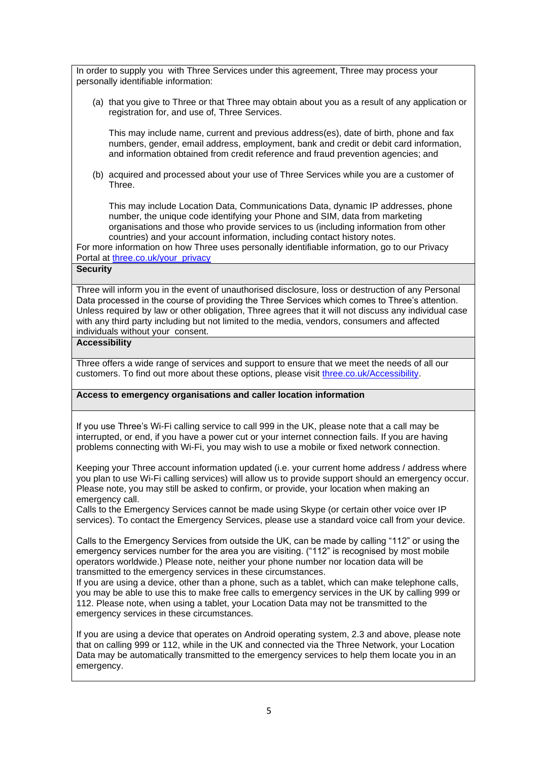In order to supply you with Three Services under this agreement, Three may process your personally identifiable information:

(a) that you give to Three or that Three may obtain about you as a result of any application or registration for, and use of, Three Services.

This may include name, current and previous address(es), date of birth, phone and fax numbers, gender, email address, employment, bank and credit or debit card information, and information obtained from credit reference and fraud prevention agencies; and

(b) acquired and processed about your use of Three Services while you are a customer of Three.

This may include Location Data, Communications Data, dynamic IP addresses, phone number, the unique code identifying your Phone and SIM, data from marketing organisations and those who provide services to us (including information from other countries) and your account information, including contact history notes.

For more information on how Three uses personally identifiable information, go to our Privacy Portal at [three.co.uk/your_privacy](three.co.uk/your_privacy)

**Security**

Three will inform you in the event of unauthorised disclosure, loss or destruction of any Personal Data processed in the course of providing the Three Services which comes to Three's attention. Unless required by law or other obligation, Three agrees that it will not discuss any individual case with any third party including but not limited to the media, vendors, consumers and affected individuals without your consent.

**Accessibility**

Three offers a wide range of services and support to ensure that we meet the needs of all our customers. To find out more about these options, please visit [three.co.uk/Accessibility](three.co.uk/Accessibility).

**Access to emergency organisations and caller location information**

If you use Three's Wi-Fi calling service to call 999 in the UK, please note that a call may be interrupted, or end, if you have a power cut or your internet connection fails. If you are having problems connecting with Wi-Fi, you may wish to use a mobile or fixed network connection.

Keeping your Three account information updated (i.e. your current home address / address where you plan to use Wi-Fi calling services) will allow us to provide support should an emergency occur. Please note, you may still be asked to confirm, or provide, your location when making an emergency call.

Calls to the Emergency Services cannot be made using Skype (or certain other voice over IP services). To contact the Emergency Services, please use a standard voice call from your device.

Calls to the Emergency Services from outside the UK, can be made by calling "112" or using the emergency services number for the area you are visiting. ("112" is recognised by most mobile operators worldwide.) Please note, neither your phone number nor location data will be transmitted to the emergency services in these circumstances.

If you are using a device, other than a phone, such as a tablet, which can make telephone calls, you may be able to use this to make free calls to emergency services in the UK by calling 999 or 112. Please note, when using a tablet, your Location Data may not be transmitted to the emergency services in these circumstances.

If you are using a device that operates on Android operating system, 2.3 and above, please note that on calling 999 or 112, while in the UK and connected via the Three Network, your Location Data may be automatically transmitted to the emergency services to help them locate you in an emergency.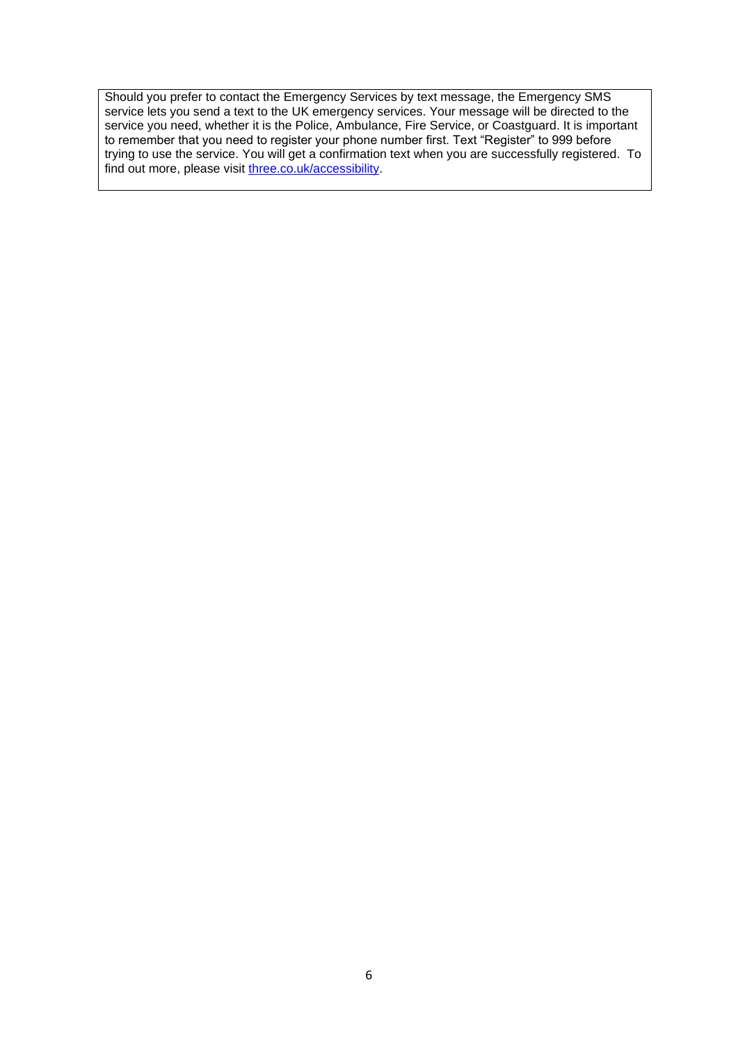Should you prefer to contact the Emergency Services by text message, the Emergency SMS service lets you send a text to the UK emergency services. Your message will be directed to the service you need, whether it is the Police, Ambulance, Fire Service, or Coastguard. It is important to remember that you need to register your phone number first. Text "Register" to 999 before trying to use the service. You will get a confirmation text when you are successfully registered. To find out more, please visit [three.co.uk/accessibility](three.co.uk/accessibility).